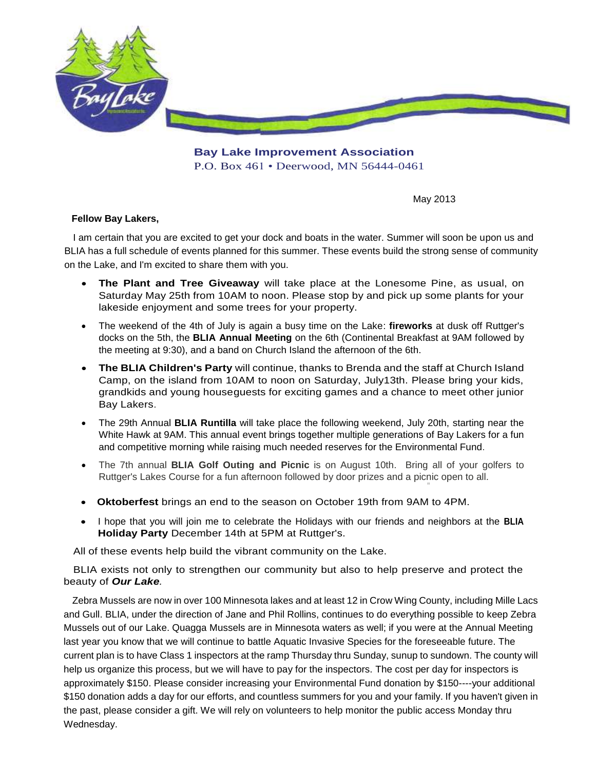**Bay Lake Improvement Association**
P.O. Box 461 • Deerwood, MN 56444-0461

May 2013

**Fellow Bay Lakers,**

I am certain that you are excited to get your dock and boats in the water. Summer will soon be upon us and BLIA has a full schedule of events planned for this summer. These events build the strong sense of community on the Lake, and I'm excited to share them with you.

- **The Plant and Tree Giveaway** will take place at the Lonesome Pine, as usual, on Saturday May 25th from 10AM to noon. Please stop by and pick up some plants for your lakeside enjoyment and some trees for your property.
- The weekend of the 4th of July is again a busy time on the Lake: **fireworks** at dusk off Ruttger's docks on the 5th, the **BLIA Annual Meeting** on the 6th (Continental Breakfast at 9AM followed by the meeting at 9:30), and a band on Church Island the afternoon of the 6th.
- **The BLIA Children's Party** will continue, thanks to Brenda and the staff at Church Island Camp, on the island from 10AM to noon on Saturday, July13th. Please bring your kids, grandkids and young houseguests for exciting games and a chance to meet other junior Bay Lakers.
- The 29th Annual **BLIA Runtilla** will take place the following weekend, July 20th, starting near the White Hawk at 9AM. This annual event brings together multiple generations of Bay Lakers for a fun and competitive morning while raising much needed reserves for the Environmental Fund.
- The 7th annual **BLIA Golf Outing and Picnic** is on August 10th. Bring all of your golfers to Ruttger's Lakes Course for a fun afternoon followed by door prizes and a picnic open to all.
- **Oktoberfest** brings an end to the season on October 19th from 9AM to 4PM.
- I hope that you will join me to celebrate the Holidays with our friends and neighbors at the **BLIA Holiday Party** December 14th at 5PM at Ruttger's.

All of these events help build the vibrant community on the Lake.

BLIA exists not only to strengthen our community but also to help preserve and protect the beauty of ***Our Lake***.

Zebra Mussels are now in over 100 Minnesota lakes and at least 12 in Crow Wing County, including Mille Lacs and Gull. BLIA, under the direction of Jane and Phil Rollins, continues to do everything possible to keep Zebra Mussels out of our Lake. Quagga Mussels are in Minnesota waters as well; if you were at the Annual Meeting last year you know that we will continue to battle Aquatic Invasive Species for the foreseeable future. The current plan is to have Class 1 inspectors at the ramp Thursday thru Sunday, sunup to sundown. The county will help us organize this process, but we will have to pay for the inspectors. The cost per day for inspectors is approximately $150. Please consider increasing your Environmental Fund donation by $150----your additional $150 donation adds a day for our efforts, and countless summers for you and your family. If you haven't given in the past, please consider a gift. We will rely on volunteers to help monitor the public access Monday thru Wednesday.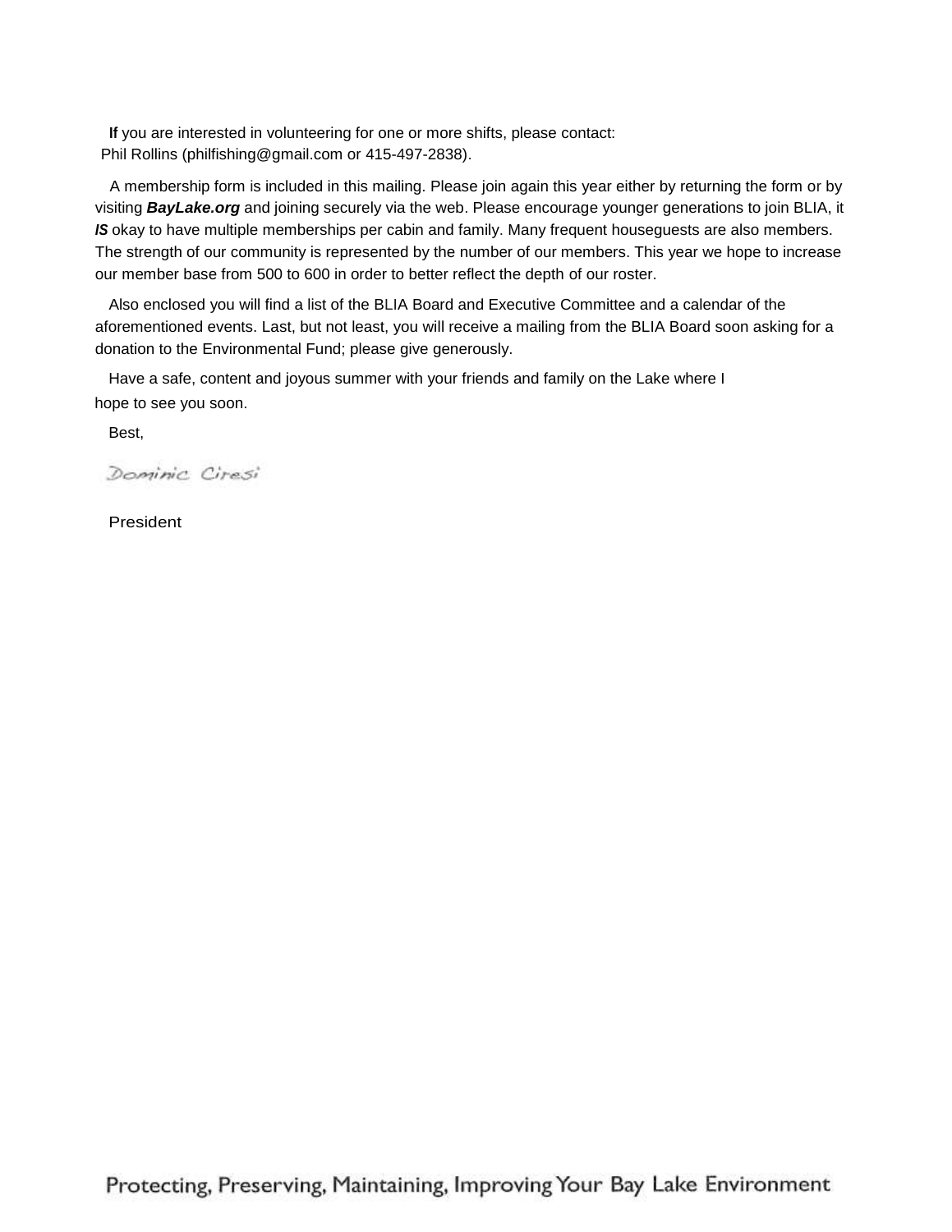**If** you are interested in volunteering for one or more shifts, please contact:
Phil Rollins (philfishing@gmail.com or 415-497-2838).

A membership form is included in this mailing. Please join again this year either by returning the form or by visiting ***BayLake.org*** and joining securely via the web. Please encourage younger generations to join BLIA, it ***IS*** okay to have multiple memberships per cabin and family. Many frequent houseguests are also members. The strength of our community is represented by the number of our members. This year we hope to increase our member base from 500 to 600 in order to better reflect the depth of our roster.

Also enclosed you will find a list of the BLIA Board and Executive Committee and a calendar of the aforementioned events. Last, but not least, you will receive a mailing from the BLIA Board soon asking for a donation to the Environmental Fund; please give generously.

Have a safe, content and joyous summer with your friends and family on the Lake where I hope to see you soon.

Best,

Dominic Ciresi

President

Protecting, Preserving, Maintaining, Improving Your Bay Lake Environment